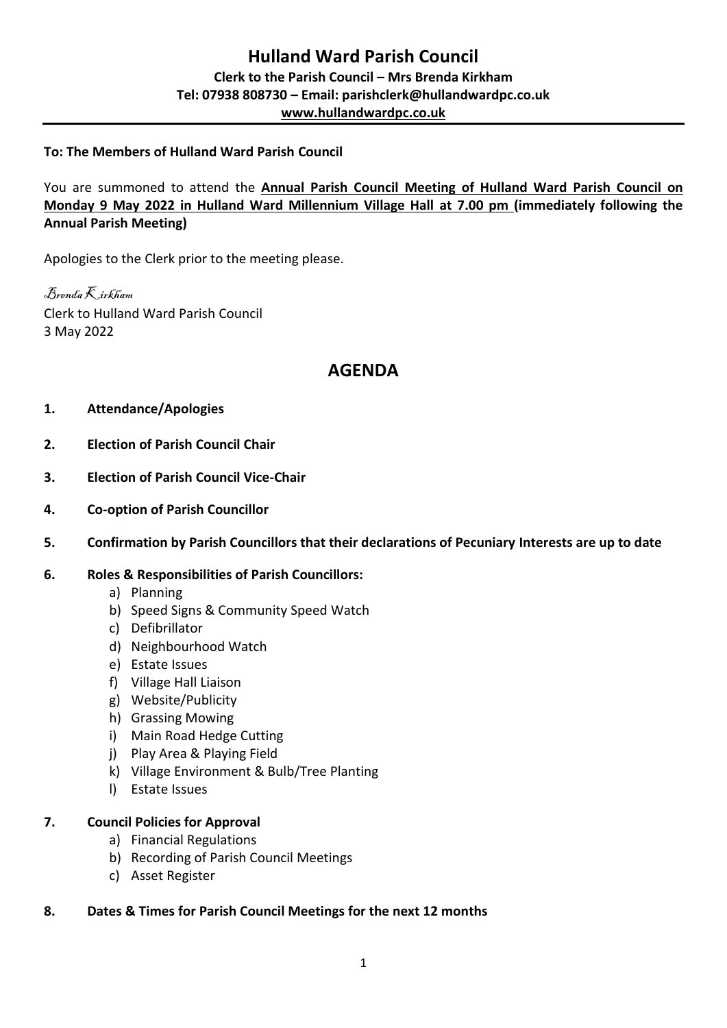# Hulland Ward Parish Council

**Clerk to the Parish Council – Mrs Brenda Kirkham**
**Tel: 07938 808730 – Email: parishclerk@hullandwardpc.co.uk**
**www.hullandwardpc.co.uk**

---

**To: The Members of Hulland Ward Parish Council**

You are summoned to attend the **Annual Parish Council Meeting of Hulland Ward Parish Council on Monday 9 May 2022 in Hulland Ward Millennium Village Hall at 7.00 pm (immediately following the Annual Parish Meeting)**

Apologies to the Clerk prior to the meeting please.

*Brenda Kirkham*
Clerk to Hulland Ward Parish Council
3 May 2022

## AGENDA

**1. Attendance/Apologies**

**2. Election of Parish Council Chair**

**3. Election of Parish Council Vice-Chair**

**4. Co-option of Parish Councillor**

**5. Confirmation by Parish Councillors that their declarations of Pecuniary Interests are up to date**

**6. Roles & Responsibilities of Parish Councillors:**

a) Planning
b) Speed Signs & Community Speed Watch
c) Defibrillator
d) Neighbourhood Watch
e) Estate Issues
f) Village Hall Liaison
g) Website/Publicity
h) Grassing Mowing
i) Main Road Hedge Cutting
j) Play Area & Playing Field
k) Village Environment & Bulb/Tree Planting
l) Estate Issues

**7. Council Policies for Approval**

a) Financial Regulations
b) Recording of Parish Council Meetings
c) Asset Register

**8. Dates & Times for Parish Council Meetings for the next 12 months**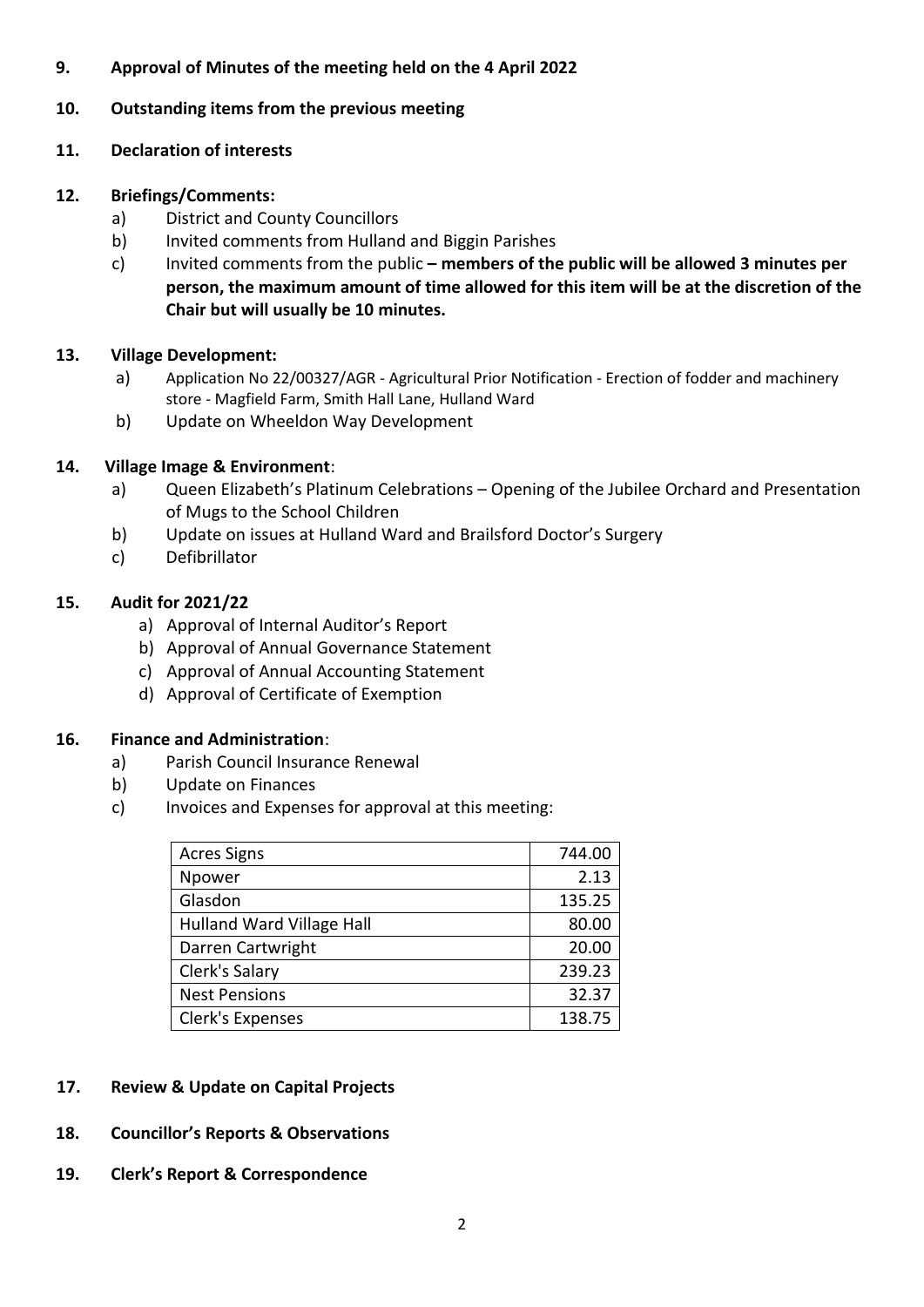**9. Approval of Minutes of the meeting held on the 4 April 2022**

**10. Outstanding items from the previous meeting**

**11. Declaration of interests**

**12. Briefings/Comments:**

a) District and County Councillors

b) Invited comments from Hulland and Biggin Parishes

c) Invited comments from the public **– members of the public will be allowed 3 minutes per person, the maximum amount of time allowed for this item will be at the discretion of the Chair but will usually be 10 minutes.**

**13. Village Development:**

a) Application No 22/00327/AGR - Agricultural Prior Notification - Erection of fodder and machinery store - Magfield Farm, Smith Hall Lane, Hulland Ward

b) Update on Wheeldon Way Development

**14. Village Image & Environment**:

a) Queen Elizabeth's Platinum Celebrations – Opening of the Jubilee Orchard and Presentation of Mugs to the School Children

b) Update on issues at Hulland Ward and Brailsford Doctor's Surgery

c) Defibrillator

**15. Audit for 2021/22**

a) Approval of Internal Auditor's Report

b) Approval of Annual Governance Statement

c) Approval of Annual Accounting Statement

d) Approval of Certificate of Exemption

**16. Finance and Administration**:

a) Parish Council Insurance Renewal

b) Update on Finances

c) Invoices and Expenses for approval at this meeting:

| | |
|---|---|
| Acres Signs | 744.00 |
| Npower | 2.13 |
| Glasdon | 135.25 |
| Hulland Ward Village Hall | 80.00 |
| Darren Cartwright | 20.00 |
| Clerk's Salary | 239.23 |
| Nest Pensions | 32.37 |
| Clerk's Expenses | 138.75 |

**17. Review & Update on Capital Projects**

**18. Councillor's Reports & Observations**

**19. Clerk's Report & Correspondence**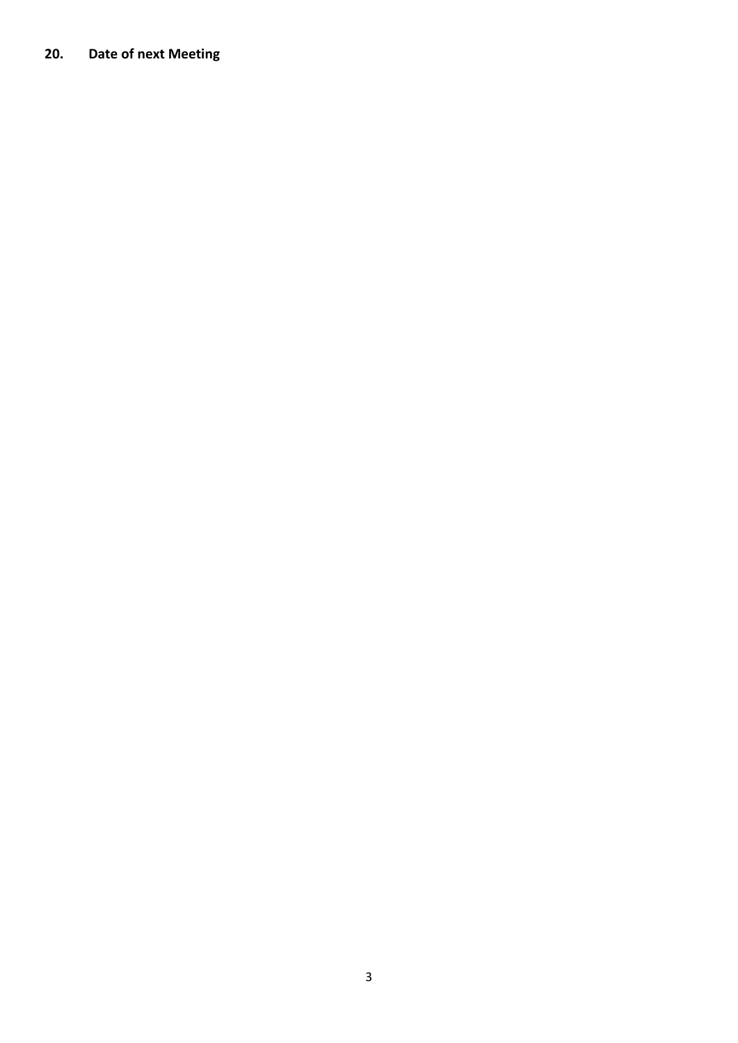## 20. Date of next Meeting